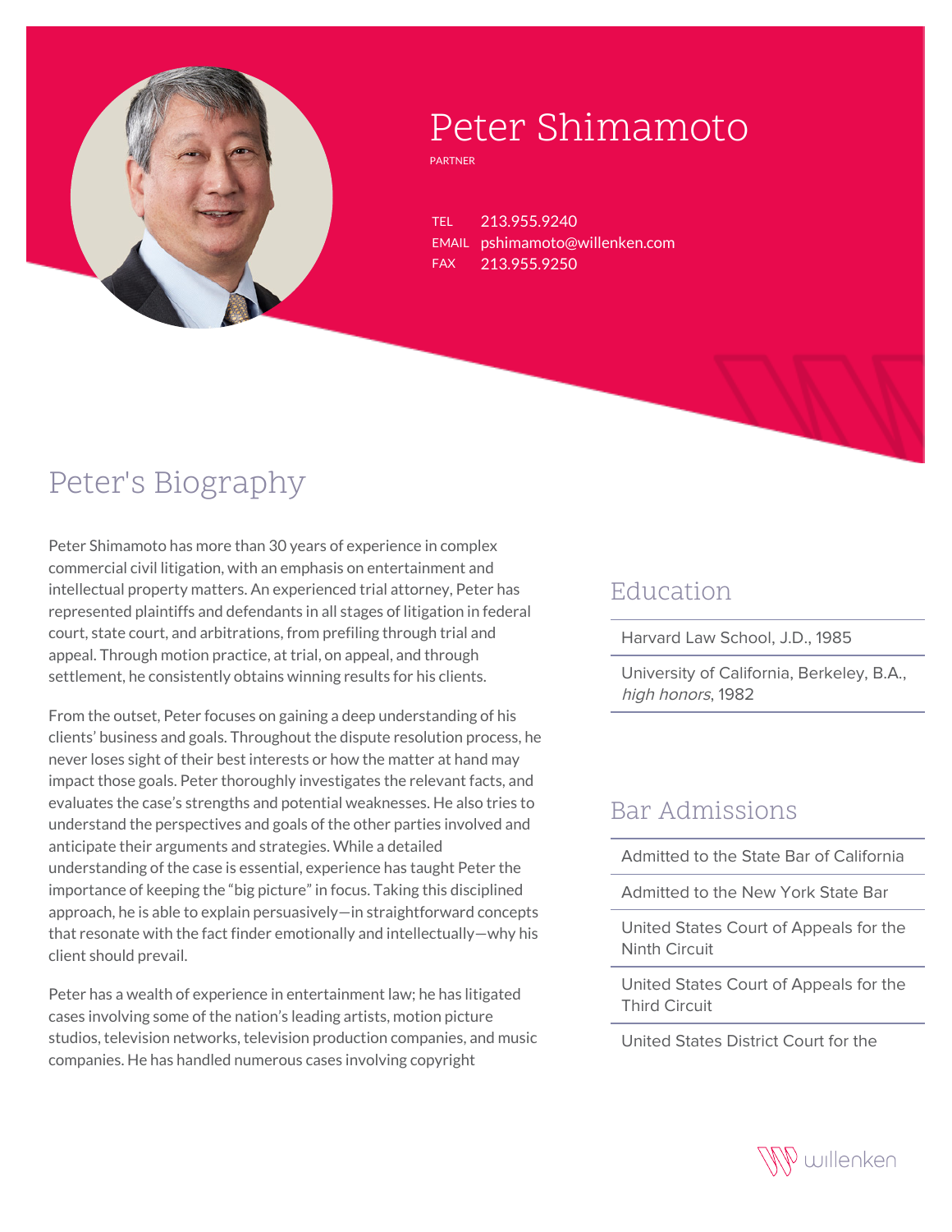# Peter Shimamoto

PARTNER

TEL 213.955.9240
EMAIL pshimamoto@willenken.com
FAX 213.955.9250

## Peter's Biography

Peter Shimamoto has more than 30 years of experience in complex commercial civil litigation, with an emphasis on entertainment and intellectual property matters. An experienced trial attorney, Peter has represented plaintiffs and defendants in all stages of litigation in federal court, state court, and arbitrations, from prefiling through trial and appeal. Through motion practice, at trial, on appeal, and through settlement, he consistently obtains winning results for his clients.

From the outset, Peter focuses on gaining a deep understanding of his clients' business and goals. Throughout the dispute resolution process, he never loses sight of their best interests or how the matter at hand may impact those goals. Peter thoroughly investigates the relevant facts, and evaluates the case's strengths and potential weaknesses. He also tries to understand the perspectives and goals of the other parties involved and anticipate their arguments and strategies. While a detailed understanding of the case is essential, experience has taught Peter the importance of keeping the "big picture" in focus. Taking this disciplined approach, he is able to explain persuasively—in straightforward concepts that resonate with the fact finder emotionally and intellectually—why his client should prevail.

Peter has a wealth of experience in entertainment law; he has litigated cases involving some of the nation's leading artists, motion picture studios, television networks, television production companies, and music companies. He has handled numerous cases involving copyright

## Education

- Harvard Law School, J.D., 1985
- University of California, Berkeley, B.A., *high honors*, 1982

## Bar Admissions

- Admitted to the State Bar of California
- Admitted to the New York State Bar
- United States Court of Appeals for the Ninth Circuit
- United States Court of Appeals for the Third Circuit
- United States District Court for the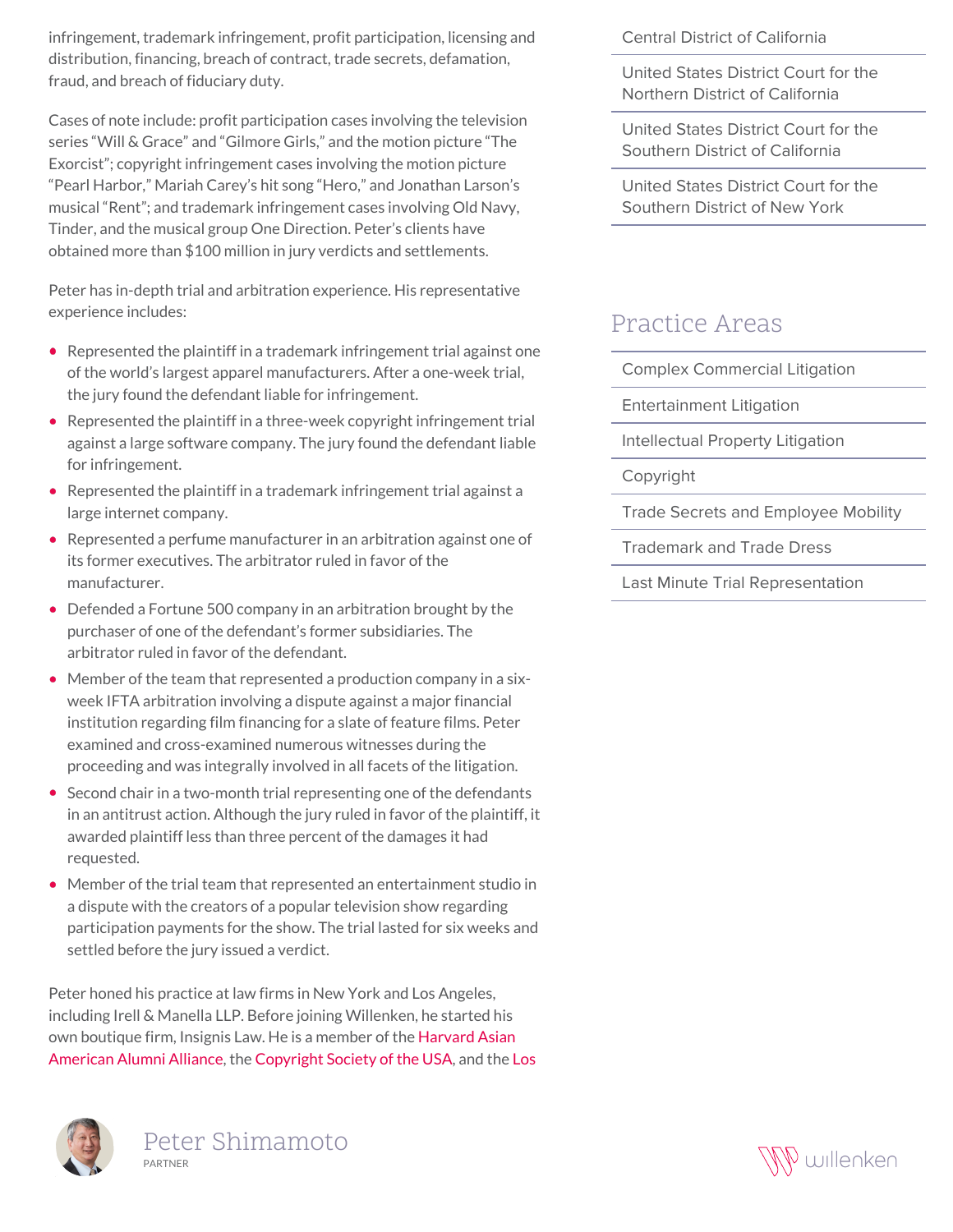infringement, trademark infringement, profit participation, licensing and distribution, financing, breach of contract, trade secrets, defamation, fraud, and breach of fiduciary duty.

Cases of note include: profit participation cases involving the television series "Will & Grace" and "Gilmore Girls," and the motion picture "The Exorcist"; copyright infringement cases involving the motion picture "Pearl Harbor," Mariah Carey's hit song "Hero," and Jonathan Larson's musical "Rent"; and trademark infringement cases involving Old Navy, Tinder, and the musical group One Direction. Peter's clients have obtained more than $100 million in jury verdicts and settlements.

Peter has in-depth trial and arbitration experience. His representative experience includes:

- Represented the plaintiff in a trademark infringement trial against one of the world's largest apparel manufacturers. After a one-week trial, the jury found the defendant liable for infringement.
- Represented the plaintiff in a three-week copyright infringement trial against a large software company. The jury found the defendant liable for infringement.
- Represented the plaintiff in a trademark infringement trial against a large internet company.
- Represented a perfume manufacturer in an arbitration against one of its former executives. The arbitrator ruled in favor of the manufacturer.
- Defended a Fortune 500 company in an arbitration brought by the purchaser of one of the defendant's former subsidiaries. The arbitrator ruled in favor of the defendant.
- Member of the team that represented a production company in a six-week IFTA arbitration involving a dispute against a major financial institution regarding film financing for a slate of feature films. Peter examined and cross-examined numerous witnesses during the proceeding and was integrally involved in all facets of the litigation.
- Second chair in a two-month trial representing one of the defendants in an antitrust action. Although the jury ruled in favor of the plaintiff, it awarded plaintiff less than three percent of the damages it had requested.
- Member of the trial team that represented an entertainment studio in a dispute with the creators of a popular television show regarding participation payments for the show. The trial lasted for six weeks and settled before the jury issued a verdict.

Peter honed his practice at law firms in New York and Los Angeles, including Irell & Manella LLP. Before joining Willenken, he started his own boutique firm, Insignis Law. He is a member of the Harvard Asian American Alumni Alliance, the Copyright Society of the USA, and the Los

Central District of California

United States District Court for the Northern District of California

United States District Court for the Southern District of California

United States District Court for the Southern District of New York

## Practice Areas

- Complex Commercial Litigation
- Entertainment Litigation
- Intellectual Property Litigation
- Copyright
- Trade Secrets and Employee Mobility
- Trademark and Trade Dress
- Last Minute Trial Representation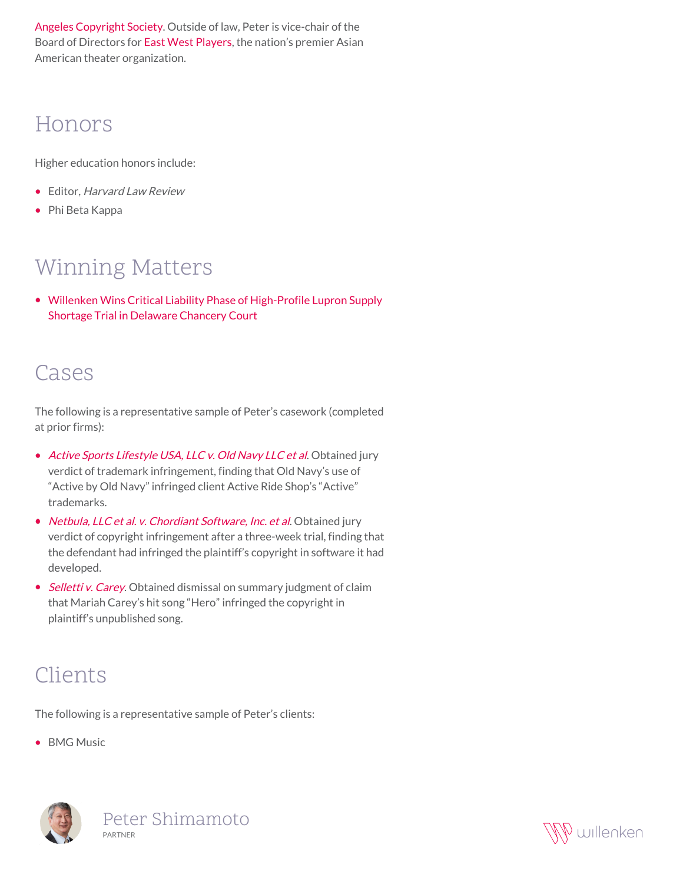Angeles Copyright Society. Outside of law, Peter is vice-chair of the Board of Directors for East West Players, the nation's premier Asian American theater organization.

## Honors

Higher education honors include:

- Editor, *Harvard Law Review*
- Phi Beta Kappa

## Winning Matters

- Willenken Wins Critical Liability Phase of High-Profile Lupron Supply Shortage Trial in Delaware Chancery Court

## Cases

The following is a representative sample of Peter's casework (completed at prior firms):

- *Active Sports Lifestyle USA, LLC v. Old Navy LLC et al.* Obtained jury verdict of trademark infringement, finding that Old Navy's use of "Active by Old Navy" infringed client Active Ride Shop's "Active" trademarks.
- *Netbula, LLC et al. v. Chordiant Software, Inc. et al.* Obtained jury verdict of copyright infringement after a three-week trial, finding that the defendant had infringed the plaintiff's copyright in software it had developed.
- *Selletti v. Carey.* Obtained dismissal on summary judgment of claim that Mariah Carey's hit song "Hero" infringed the copyright in plaintiff's unpublished song.

## Clients

The following is a representative sample of Peter's clients:

- BMG Music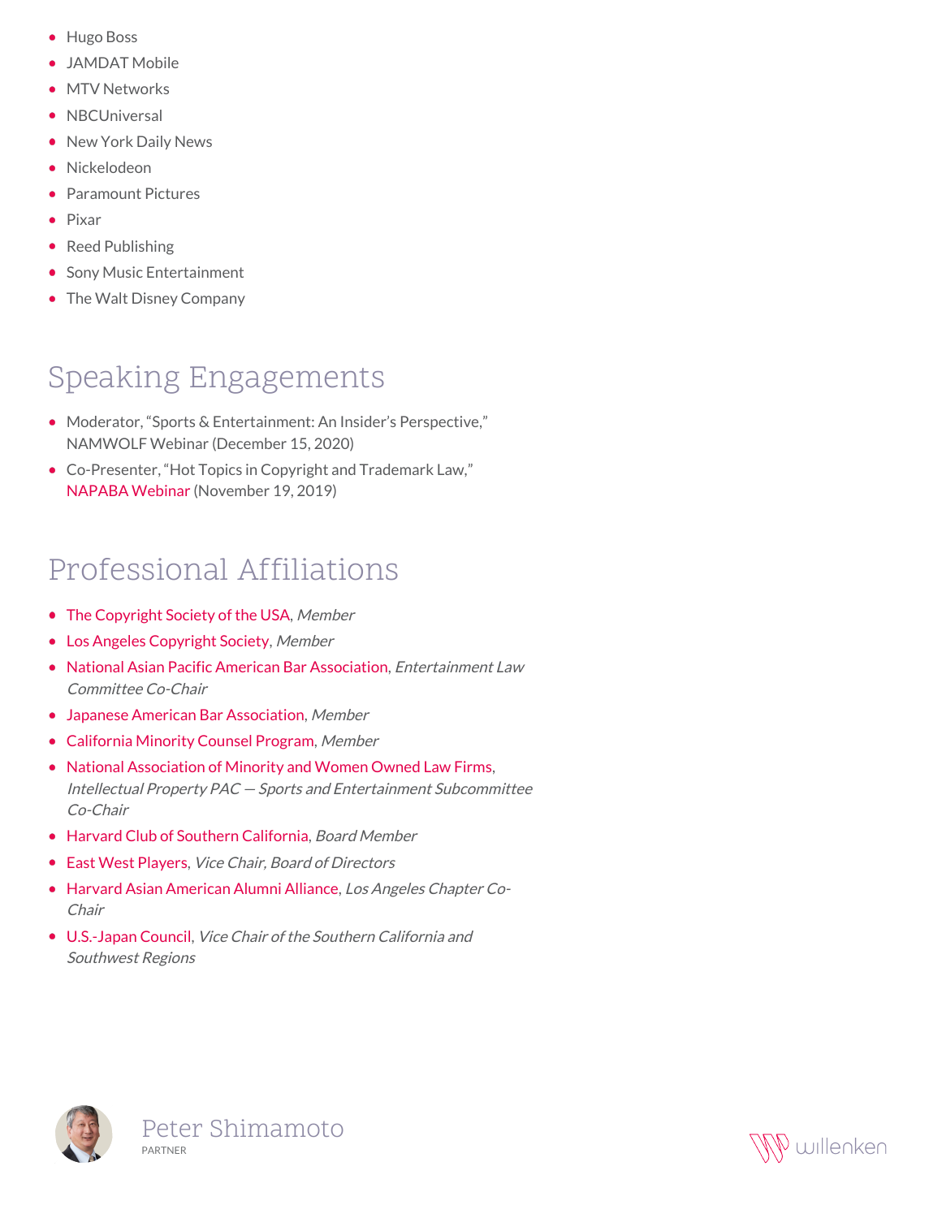- Hugo Boss
- JAMDAT Mobile
- MTV Networks
- NBCUniversal
- New York Daily News
- Nickelodeon
- Paramount Pictures
- Pixar
- Reed Publishing
- Sony Music Entertainment
- The Walt Disney Company

## Speaking Engagements

- Moderator, "Sports & Entertainment: An Insider's Perspective," NAMWOLF Webinar (December 15, 2020)
- Co-Presenter, "Hot Topics in Copyright and Trademark Law," NAPABA Webinar (November 19, 2019)

## Professional Affiliations

- The Copyright Society of the USA, *Member*
- Los Angeles Copyright Society, *Member*
- National Asian Pacific American Bar Association, *Entertainment Law Committee Co-Chair*
- Japanese American Bar Association, *Member*
- California Minority Counsel Program, *Member*
- National Association of Minority and Women Owned Law Firms, *Intellectual Property PAC — Sports and Entertainment Subcommittee Co-Chair*
- Harvard Club of Southern California, *Board Member*
- East West Players, *Vice Chair, Board of Directors*
- Harvard Asian American Alumni Alliance, *Los Angeles Chapter Co-Chair*
- U.S.-Japan Council, *Vice Chair of the Southern California and Southwest Regions*